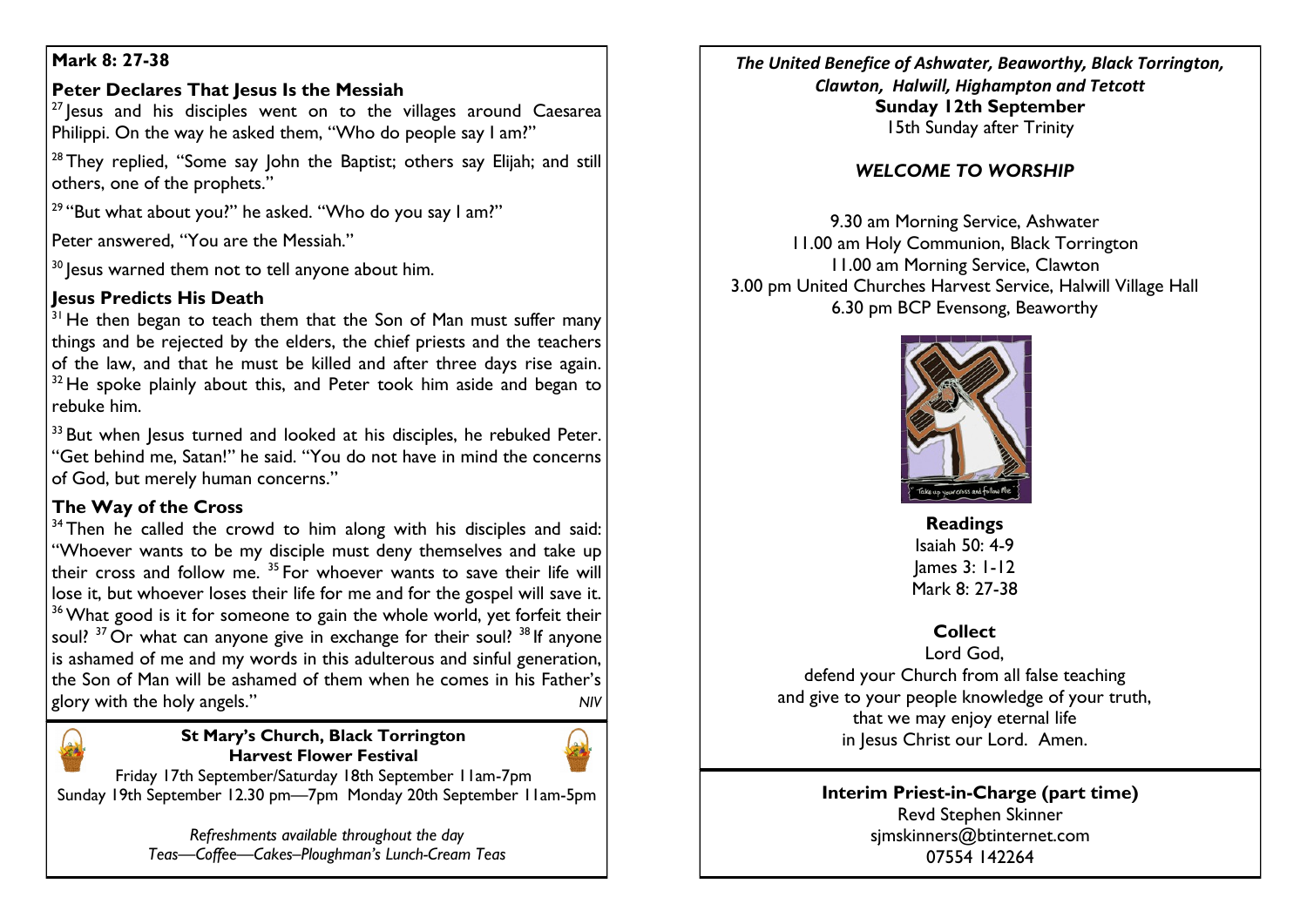## Mark 8: 27-38

### Peter Declares That Jesus Is the Messiah

[27] Jesus and his disciples went on to the villages around Caesarea Philippi. On the way he asked them, "Who do people say I am?"

[28] They replied, "Some say John the Baptist; others say Elijah; and still others, one of the prophets."

[29] "But what about you?" he asked. "Who do you say I am?"

Peter answered, "You are the Messiah."

[30] Jesus warned them not to tell anyone about him.

### Jesus Predicts His Death

[31] He then began to teach them that the Son of Man must suffer many things and be rejected by the elders, the chief priests and the teachers of the law, and that he must be killed and after three days rise again. [32] He spoke plainly about this, and Peter took him aside and began to rebuke him.

[33] But when Jesus turned and looked at his disciples, he rebuked Peter. "Get behind me, Satan!" he said. "You do not have in mind the concerns of God, but merely human concerns."

### The Way of the Cross

[34] Then he called the crowd to him along with his disciples and said: "Whoever wants to be my disciple must deny themselves and take up their cross and follow me. [35] For whoever wants to save their life will lose it, but whoever loses their life for me and for the gospel will save it. [36] What good is it for someone to gain the whole world, yet forfeit their soul? [37] Or what can anyone give in exchange for their soul? [38] If anyone is ashamed of me and my words in this adulterous and sinful generation, the Son of Man will be ashamed of them when he comes in his Father's glory with the holy angels." *NIV*

---

**St Mary's Church, Black Torrington**
**Harvest Flower Festival**

Friday 17th September/Saturday 18th September 11am-7pm
Sunday 19th September 12.30 pm—7pm Monday 20th September 11am-5pm

*Refreshments available throughout the day*
*Teas—Coffee—Cakes–Ploughman's Lunch-Cream Teas*

---

***The United Benefice of Ashwater, Beaworthy, Black Torrington, Clawton, Halwill, Highampton and Tetcott***

**Sunday 12th September**
15th Sunday after Trinity

### *WELCOME TO WORSHIP*

9.30 am Morning Service, Ashwater
11.00 am Holy Communion, Black Torrington
11.00 am Morning Service, Clawton
3.00 pm United Churches Harvest Service, Halwill Village Hall
6.30 pm BCP Evensong, Beaworthy

**Readings**
Isaiah 50: 4-9
James 3: 1-12
Mark 8: 27-38

**Collect**

Lord God,
defend your Church from all false teaching
and give to your people knowledge of your truth,
that we may enjoy eternal life
in Jesus Christ our Lord. Amen.

---

**Interim Priest-in-Charge (part time)**
Revd Stephen Skinner
sjmskinners@btinternet.com
07554 142264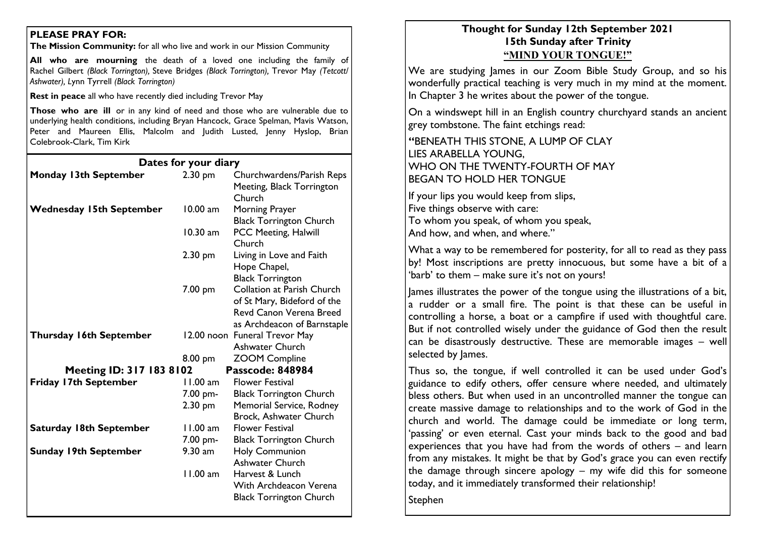**PLEASE PRAY FOR:**

**The Mission Community:** for all who live and work in our Mission Community

**All who are mourning** the death of a loved one including the family of Rachel Gilbert *(Black Torrington),* Steve Bridges *(Black Torrington),* Trevor May *(Tetcott/ Ashwater),* Lynn Tyrrell *(Black Torrington)*

**Rest in peace** all who have recently died including Trevor May

**Those who are ill** or in any kind of need and those who are vulnerable due to underlying health conditions, including Bryan Hancock, Grace Spelman, Mavis Watson, Peter and Maureen Ellis, Malcolm and Judith Lusted, Jenny Hyslop, Brian Colebrook-Clark, Tim Kirk

## Dates for your diary

| | | |
|---|---|---|
| **Monday 13th September** | 2.30 pm | Churchwardens/Parish Reps Meeting, Black Torrington Church |
| **Wednesday 15th September** | 10.00 am | Morning Prayer Black Torrington Church |
| | 10.30 am | PCC Meeting, Halwill Church |
| | 2.30 pm | Living in Love and Faith Hope Chapel, Black Torrington |
| | 7.00 pm | Collation at Parish Church of St Mary, Bideford of the Revd Canon Verena Breed as Archdeacon of Barnstaple |
| **Thursday 16th September** | 12.00 noon | Funeral Trevor May Ashwater Church |
| | 8.00 pm | ZOOM Compline |
| **Meeting ID: 317 183 8102** | | **Passcode: 848984** |
| **Friday 17th September** | 11.00 am 7.00 pm- | Flower Festival Black Torrington Church |
| | 2.30 pm | Memorial Service, Rodney Brock, Ashwater Church |
| **Saturday 18th September** | 11.00 am 7.00 pm- | Flower Festival Black Torrington Church |
| **Sunday 19th September** | 9.30 am | Holy Communion Ashwater Church |
| | 11.00 am | Harvest & Lunch With Archdeacon Verena Black Torrington Church |

## Thought for Sunday 12th September 2021
## 15th Sunday after Trinity
## "MIND YOUR TONGUE!"

We are studying James in our Zoom Bible Study Group, and so his wonderfully practical teaching is very much in my mind at the moment. In Chapter 3 he writes about the power of the tongue.

On a windswept hill in an English country churchyard stands an ancient grey tombstone. The faint etchings read:

"BENEATH THIS STONE, A LUMP OF CLAY
LIES ARABELLA YOUNG,
WHO ON THE TWENTY-FOURTH OF MAY
BEGAN TO HOLD HER TONGUE

If your lips you would keep from slips,
Five things observe with care:
To whom you speak, of whom you speak,
And how, and when, and where."

What a way to be remembered for posterity, for all to read as they pass by! Most inscriptions are pretty innocuous, but some have a bit of a 'barb' to them – make sure it's not on yours!

James illustrates the power of the tongue using the illustrations of a bit, a rudder or a small fire. The point is that these can be useful in controlling a horse, a boat or a campfire if used with thoughtful care. But if not controlled wisely under the guidance of God then the result can be disastrously destructive. These are memorable images – well selected by James.

Thus so, the tongue, if well controlled it can be used under God's guidance to edify others, offer censure where needed, and ultimately bless others. But when used in an uncontrolled manner the tongue can create massive damage to relationships and to the work of God in the church and world. The damage could be immediate or long term, 'passing' or even eternal. Cast your minds back to the good and bad experiences that you have had from the words of others – and learn from any mistakes. It might be that by God's grace you can even rectify the damage through sincere apology – my wife did this for someone today, and it immediately transformed their relationship!

Stephen